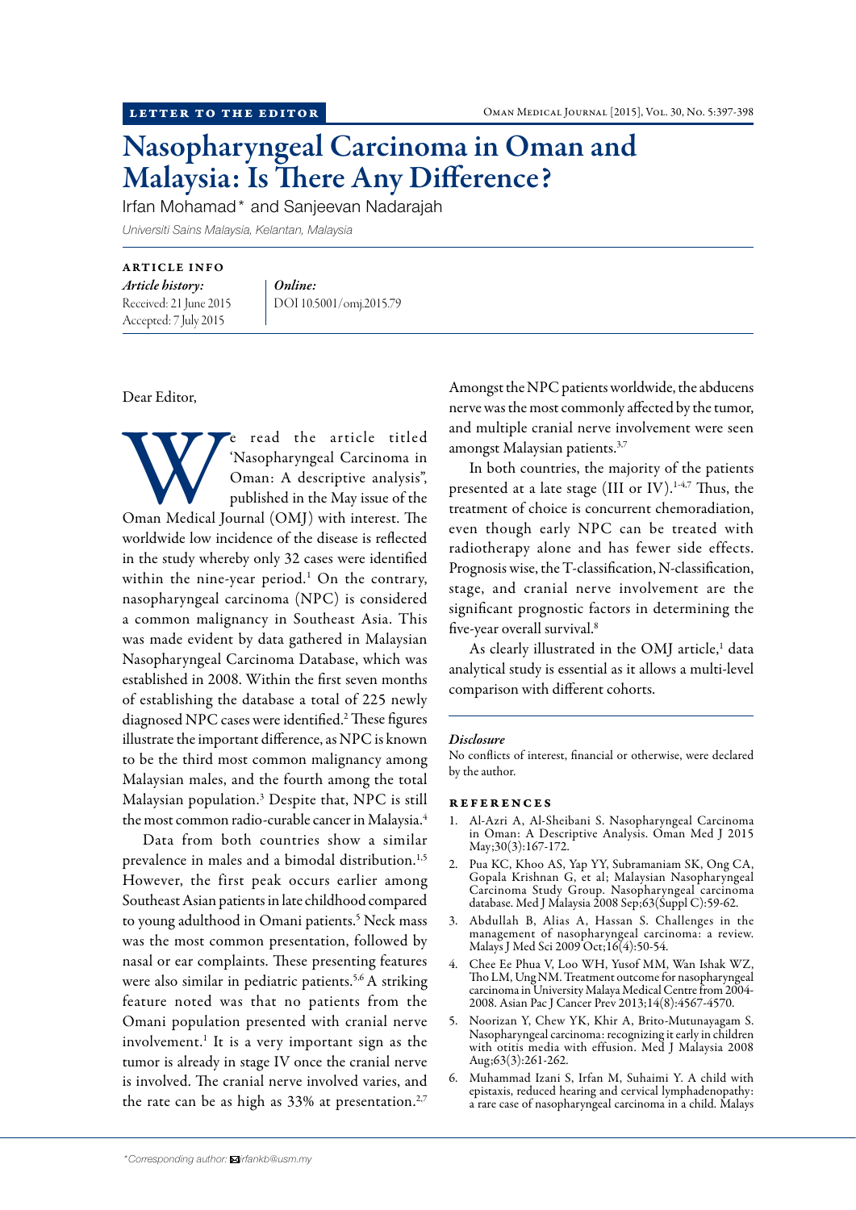LETTER TO THE EDITOR

# Nasopharyngeal Carcinoma in Oman and Malaysia: Is There Any Difference?

Irfan Mohamad* and Sanjeevan Nadarajah

*Universiti Sains Malaysia, Kelantan, Malaysia*

ARTICLE INFO

*Article history:*
Received: 21 June 2015
Accepted: 7 July 2015

*Online:*
DOI 10.5001/omj.2015.79

Dear Editor,

We read the article titled 'Nasopharyngeal Carcinoma in Oman: A descriptive analysis", published in the May issue of the Oman Medical Journal (OMJ) with interest. The worldwide low incidence of the disease is reflected in the study whereby only 32 cases were identified within the nine-year period.[1] On the contrary, nasopharyngeal carcinoma (NPC) is considered a common malignancy in Southeast Asia. This was made evident by data gathered in Malaysian Nasopharyngeal Carcinoma Database, which was established in 2008. Within the first seven months of establishing the database a total of 225 newly diagnosed NPC cases were identified.[2] These figures illustrate the important difference, as NPC is known to be the third most common malignancy among Malaysian males, and the fourth among the total Malaysian population.[3] Despite that, NPC is still the most common radio-curable cancer in Malaysia.[4]

Data from both countries show a similar prevalence in males and a bimodal distribution.[1,5] However, the first peak occurs earlier among Southeast Asian patients in late childhood compared to young adulthood in Omani patients.[5] Neck mass was the most common presentation, followed by nasal or ear complaints. These presenting features were also similar in pediatric patients.[5,6] A striking feature noted was that no patients from the Omani population presented with cranial nerve involvement.[1] It is a very important sign as the tumor is already in stage IV once the cranial nerve is involved. The cranial nerve involved varies, and the rate can be as high as 33% at presentation.[2,7] Amongst the NPC patients worldwide, the abducens nerve was the most commonly affected by the tumor, and multiple cranial nerve involvement were seen amongst Malaysian patients.[3,7]

In both countries, the majority of the patients presented at a late stage (III or IV).[1-4,7] Thus, the treatment of choice is concurrent chemoradiation, even though early NPC can be treated with radiotherapy alone and has fewer side effects. Prognosis wise, the T-classification, N-classification, stage, and cranial nerve involvement are the significant prognostic factors in determining the five-year overall survival.[8]

As clearly illustrated in the OMJ article,[1] data analytical study is essential as it allows a multi-level comparison with different cohorts.

### *Disclosure*

No conflicts of interest, financial or otherwise, were declared by the author.

## REFERENCES

1. Al-Azri A, Al-Sheibani S. Nasopharyngeal Carcinoma in Oman: A Descriptive Analysis. Oman Med J 2015 May;30(3):167-172.
2. Pua KC, Khoo AS, Yap YY, Subramaniam SK, Ong CA, Gopala Krishnan G, et al; Malaysian Nasopharyngeal Carcinoma Study Group. Nasopharyngeal carcinoma database. Med J Malaysia 2008 Sep;63(Suppl C):59-62.
3. Abdullah B, Alias A, Hassan S. Challenges in the management of nasopharyngeal carcinoma: a review. Malays J Med Sci 2009 Oct;16(4):50-54.
4. Chee Ee Phua V, Loo WH, Yusof MM, Wan Ishak WZ, Tho LM, Ung NM. Treatment outcome for nasopharyngeal carcinoma in University Malaya Medical Centre from 2004-2008. Asian Pac J Cancer Prev 2013;14(8):4567-4570.
5. Noorizan Y, Chew YK, Khir A, Brito-Mutunayagam S. Nasopharyngeal carcinoma: recognizing it early in children with otitis media with effusion. Med J Malaysia 2008 Aug;63(3):261-262.
6. Muhammad Izani S, Irfan M, Suhaimi Y. A child with epistaxis, reduced hearing and cervical lymphadenopathy: a rare case of nasopharyngeal carcinoma in a child. Malays

*Corresponding author: irfankb@usm.my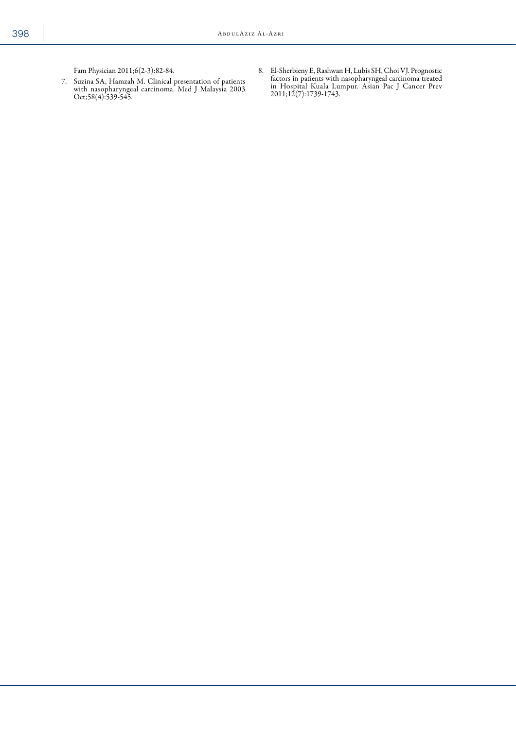Fam Physician 2011;6(2-3):82-84.

7. Suzina SA, Hamzah M. Clinical presentation of patients with nasopharyngeal carcinoma. Med J Malaysia 2003 Oct;58(4):539-545.
8. El-Sherbieny E, Rashwan H, Lubis SH, Choi VJ. Prognostic factors in patients with nasopharyngeal carcinoma treated in Hospital Kuala Lumpur. Asian Pac J Cancer Prev 2011;12(7):1739-1743.